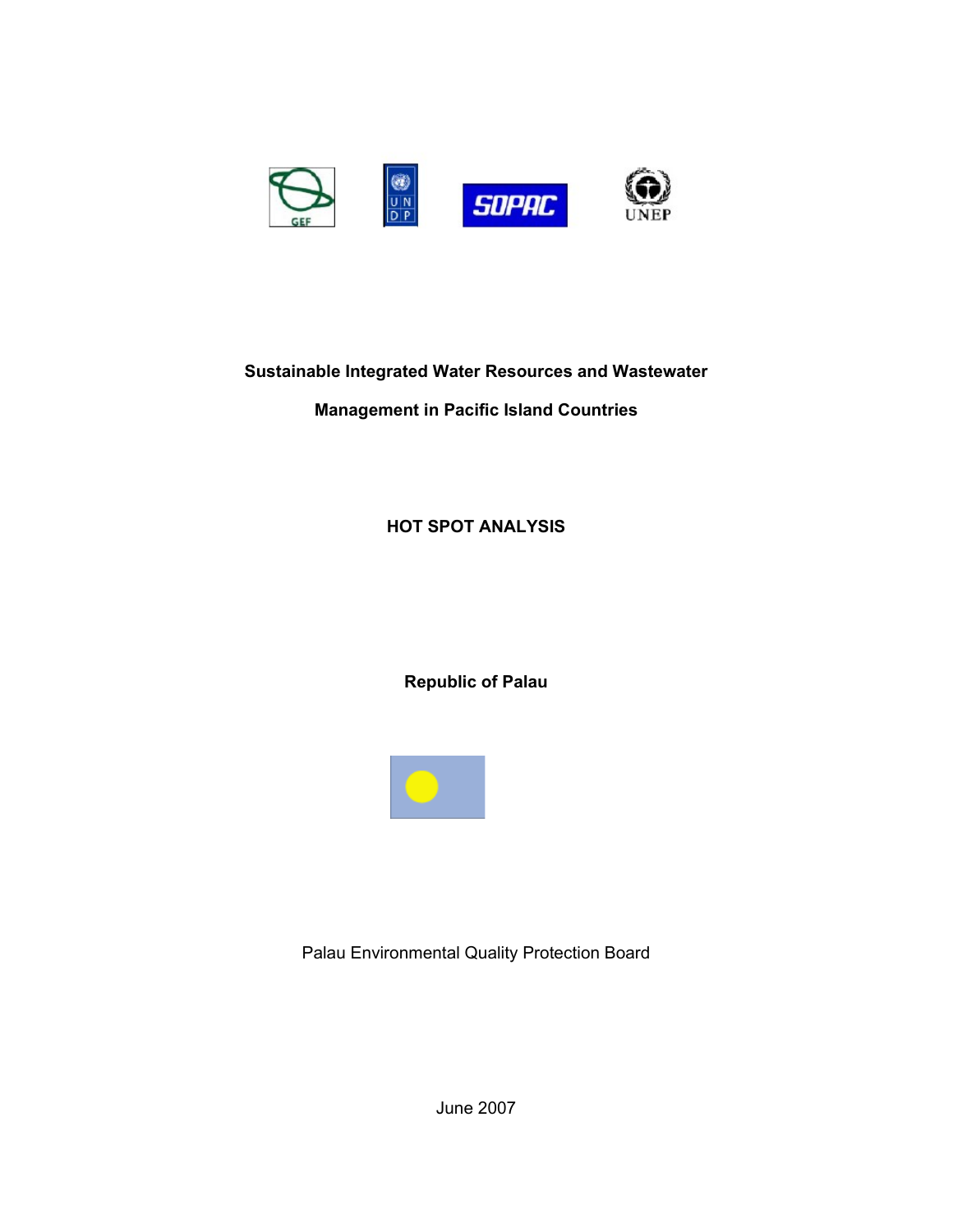**Sustainable Integrated Water Resources and Wastewater Management in Pacific Island Countries**

# HOT SPOT ANALYSIS

**Republic of Palau**

Palau Environmental Quality Protection Board

June 2007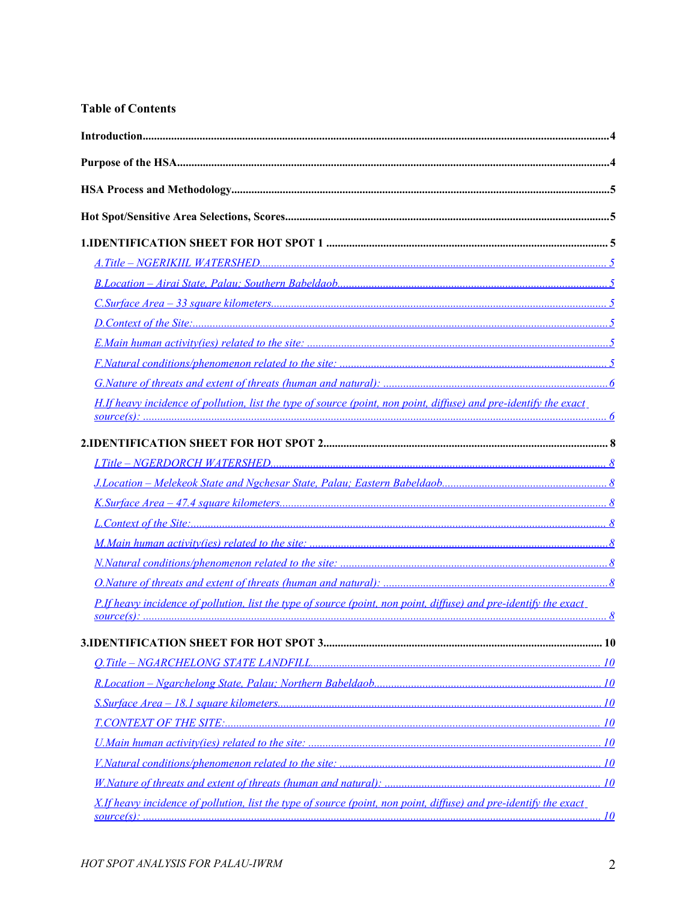## Table of Contents

**Introduction** .......... 4

**Purpose of the HSA** .......... 4

**HSA Process and Methodology** .......... 5

**Hot Spot/Sensitive Area Selections, Scores** .......... 5

**1.IDENTIFICATION SHEET FOR HOT SPOT 1** .......... 5

- *A.Title – NGERIKIIL WATERSHED* .......... 5
- *B.Location – Airai State, Palau; Southern Babeldaob* .......... 5
- *C.Surface Area – 33 square kilometers* .......... 5
- *D.Context of the Site:* .......... 5
- *E.Main human activity(ies) related to the site:* .......... 5
- *F.Natural conditions/phenomenon related to the site:* .......... 5
- *G.Nature of threats and extent of threats (human and natural):* .......... 6
- *H.If heavy incidence of pollution, list the type of source (point, non point, diffuse) and pre-identify the exact source(s):* .......... 6

**2.IDENTIFICATION SHEET FOR HOT SPOT 2** .......... 8

- *I.Title – NGERDORCH WATERSHED* .......... 8
- *J.Location – Melekeok State and Ngchesar State, Palau; Eastern Babeldaob* .......... 8
- *K.Surface Area – 47.4 square kilometers* .......... 8
- *L.Context of the Site:* .......... 8
- *M.Main human activity(ies) related to the site:* .......... 8
- *N.Natural conditions/phenomenon related to the site:* .......... 8
- *O.Nature of threats and extent of threats (human and natural):* .......... 8
- *P.If heavy incidence of pollution, list the type of source (point, non point, diffuse) and pre-identify the exact source(s):* .......... 8

**3.IDENTIFICATION SHEET FOR HOT SPOT 3** .......... 10

- *Q.Title – NGARCHELONG STATE LANDFILL* .......... 10
- *R.Location – Ngarchelong State, Palau; Northern Babeldaob* .......... 10
- *S.Surface Area – 18.1 square kilometers* .......... 10
- *T.CONTEXT OF THE SITE:* .......... 10
- *U.Main human activity(ies) related to the site:* .......... 10
- *V.Natural conditions/phenomenon related to the site:* .......... 10
- *W.Nature of threats and extent of threats (human and natural):* .......... 10
- *X.If heavy incidence of pollution, list the type of source (point, non point, diffuse) and pre-identify the exact source(s):* .......... 10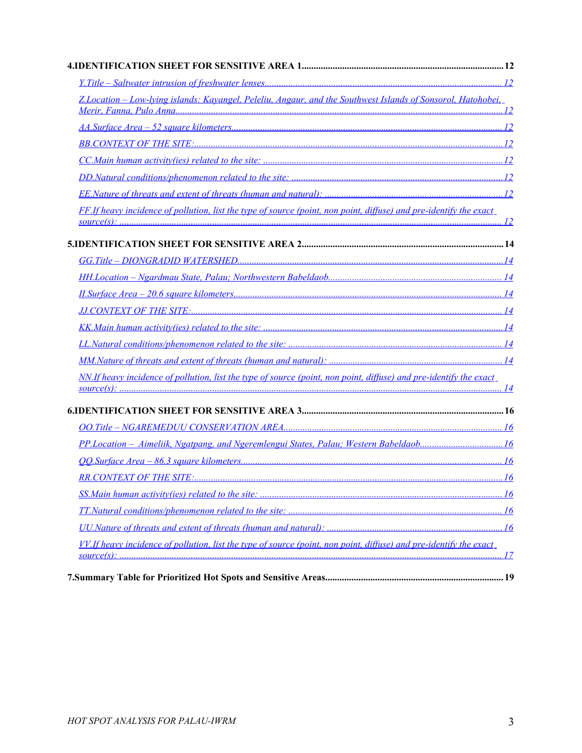**4.IDENTIFICATION SHEET FOR SENSITIVE AREA 1 .................................................................................... 12**

*Y.Title – Saltwater intrusion of freshwater lenses ................................................................................................. 12*

*Z.Location – Low-lying islands: Kayangel, Peleliu, Angaur, and the Southwest Islands of Sonsorol, Hatohobei, Merir, Fanna, Pulo Anna .................................................................................................................................... 12*

*AA.Surface Area – 52 square kilometers ............................................................................................................. 12*

*BB.CONTEXT OF THE SITE: .............................................................................................................................. 12*

*CC.Main human activity(ies) related to the site: ................................................................................................. 12*

*DD.Natural conditions/phenomenon related to the site: ...................................................................................... 12*

*EE.Nature of threats and extent of threats (human and natural): ........................................................................ 12*

*FF.If heavy incidence of pollution, list the type of source (point, non point, diffuse) and pre-identify the exact source(s): ................................................................................................................................................................ 12*

**5.IDENTIFICATION SHEET FOR SENSITIVE AREA 2 .................................................................................... 14**

*GG.Title – DIONGRADID WATERSHED ............................................................................................................ 14*

*HH.Location – Ngardmau State, Palau; Northwestern Babeldaob ....................................................................... 14*

*II.Surface Area – 20.6 square kilometers ............................................................................................................. 14*

*JJ.CONTEXT OF THE SITE: ................................................................................................................................ 14*

*KK.Main human activity(ies) related to the site: .................................................................................................. 14*

*LL.Natural conditions/phenomenon related to the site: ........................................................................................ 14*

*MM.Nature of threats and extent of threats (human and natural): ....................................................................... 14*

*NN.If heavy incidence of pollution, list the type of source (point, non point, diffuse) and pre-identify the exact source(s): ................................................................................................................................................................ 14*

**6.IDENTIFICATION SHEET FOR SENSITIVE AREA 3 .................................................................................... 16**

*OO.Title – NGAREMEDUU CONSERVATION AREA ........................................................................................ 16*

*PP.Location – Aimeliik, Ngatpang, and Ngeremlengui States, Palau; Western Babeldaob ................................. 16*

*QQ.Surface Area – 86.3 square kilometers ........................................................................................................... 16*

*RR.CONTEXT OF THE SITE: ............................................................................................................................... 16*

*SS.Main human activity(ies) related to the site: ................................................................................................... 16*

*TT.Natural conditions/phenomenon related to the site: ........................................................................................ 16*

*UU.Nature of threats and extent of threats (human and natural): ........................................................................ 16*

*VV.If heavy incidence of pollution, list the type of source (point, non point, diffuse) and pre-identify the exact source(s): ................................................................................................................................................................ 17*

**7.Summary Table for Prioritized Hot Spots and Sensitive Areas ......................................................................... 19**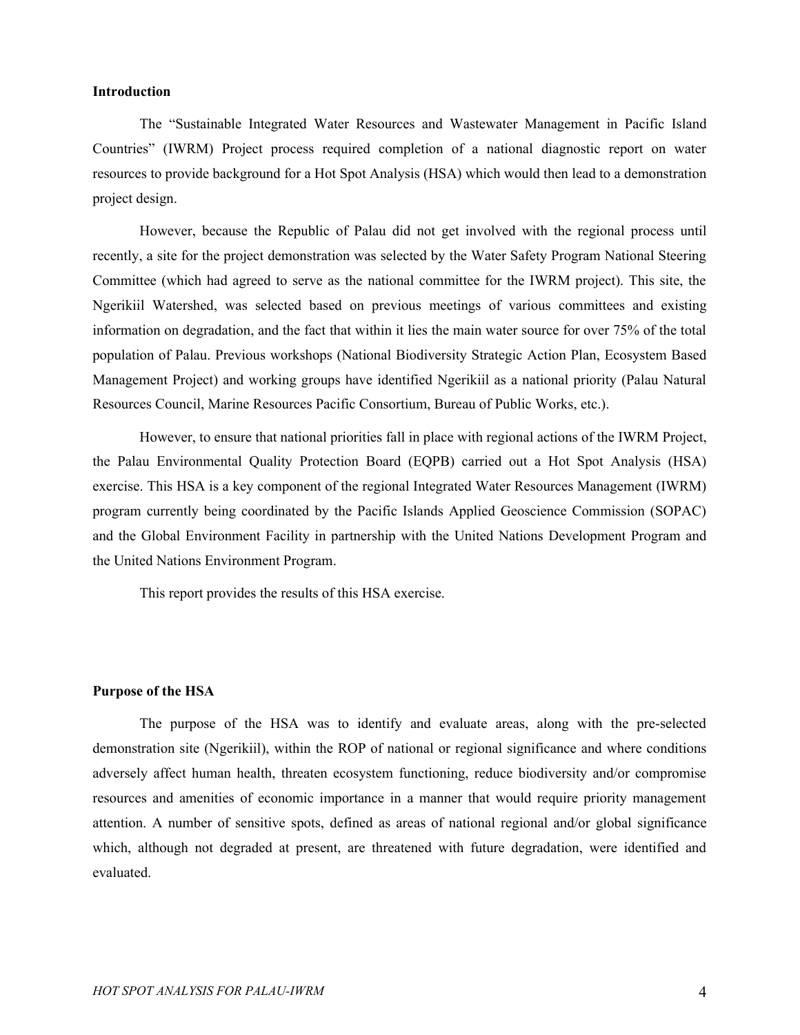**Introduction**

The "Sustainable Integrated Water Resources and Wastewater Management in Pacific Island Countries" (IWRM) Project process required completion of a national diagnostic report on water resources to provide background for a Hot Spot Analysis (HSA) which would then lead to a demonstration project design.

However, because the Republic of Palau did not get involved with the regional process until recently, a site for the project demonstration was selected by the Water Safety Program National Steering Committee (which had agreed to serve as the national committee for the IWRM project). This site, the Ngerikiil Watershed, was selected based on previous meetings of various committees and existing information on degradation, and the fact that within it lies the main water source for over 75% of the total population of Palau. Previous workshops (National Biodiversity Strategic Action Plan, Ecosystem Based Management Project) and working groups have identified Ngerikiil as a national priority (Palau Natural Resources Council, Marine Resources Pacific Consortium, Bureau of Public Works, etc.).

However, to ensure that national priorities fall in place with regional actions of the IWRM Project, the Palau Environmental Quality Protection Board (EQPB) carried out a Hot Spot Analysis (HSA) exercise. This HSA is a key component of the regional Integrated Water Resources Management (IWRM) program currently being coordinated by the Pacific Islands Applied Geoscience Commission (SOPAC) and the Global Environment Facility in partnership with the United Nations Development Program and the United Nations Environment Program.

This report provides the results of this HSA exercise.

**Purpose of the HSA**

The purpose of the HSA was to identify and evaluate areas, along with the pre-selected demonstration site (Ngerikiil), within the ROP of national or regional significance and where conditions adversely affect human health, threaten ecosystem functioning, reduce biodiversity and/or compromise resources and amenities of economic importance in a manner that would require priority management attention. A number of sensitive spots, defined as areas of national regional and/or global significance which, although not degraded at present, are threatened with future degradation, were identified and evaluated.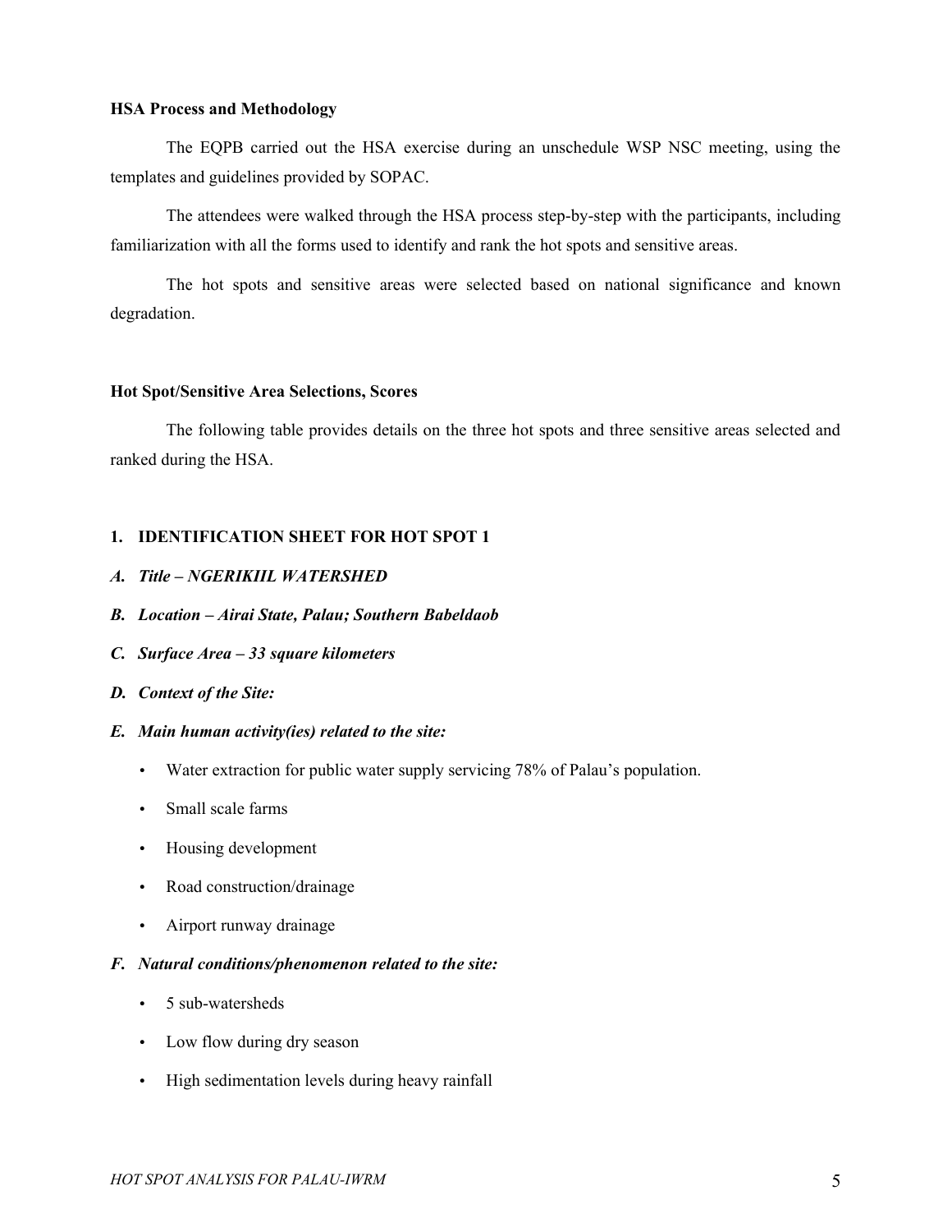**HSA Process and Methodology**

The EQPB carried out the HSA exercise during an unschedule WSP NSC meeting, using the templates and guidelines provided by SOPAC.

The attendees were walked through the HSA process step-by-step with the participants, including familiarization with all the forms used to identify and rank the hot spots and sensitive areas.

The hot spots and sensitive areas were selected based on national significance and known degradation.

**Hot Spot/Sensitive Area Selections, Scores**

The following table provides details on the three hot spots and three sensitive areas selected and ranked during the HSA.

**1. IDENTIFICATION SHEET FOR HOT SPOT 1**

***A. Title – NGERIKIIL WATERSHED***

***B. Location – Airai State, Palau; Southern Babeldaob***

***C. Surface Area – 33 square kilometers***

***D. Context of the Site:***

***E. Main human activity(ies) related to the site:***

- Water extraction for public water supply servicing 78% of Palau's population.
- Small scale farms
- Housing development
- Road construction/drainage
- Airport runway drainage

***F. Natural conditions/phenomenon related to the site:***

- 5 sub-watersheds
- Low flow during dry season
- High sedimentation levels during heavy rainfall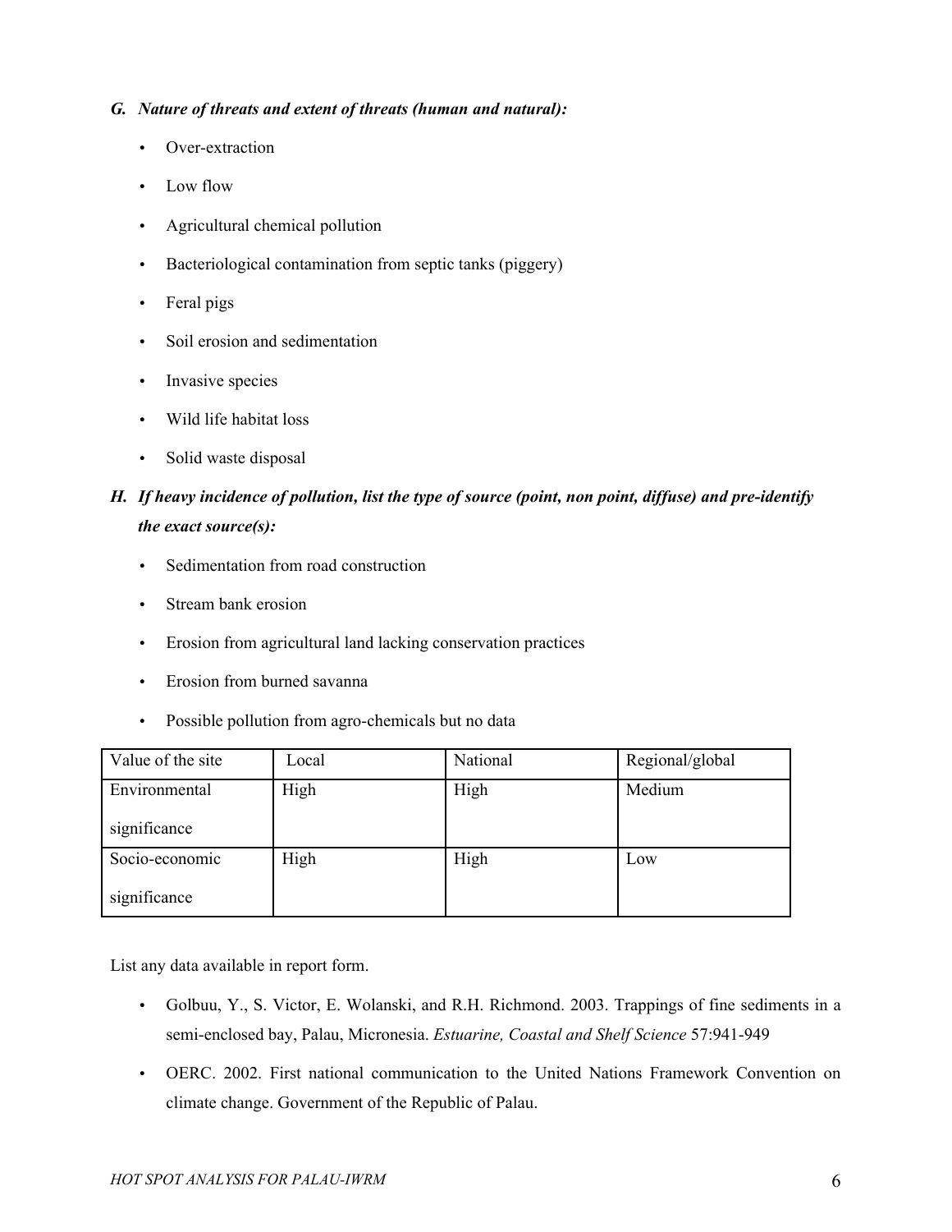### *G. Nature of threats and extent of threats (human and natural):*

- Over-extraction
- Low flow
- Agricultural chemical pollution
- Bacteriological contamination from septic tanks (piggery)
- Feral pigs
- Soil erosion and sedimentation
- Invasive species
- Wild life habitat loss
- Solid waste disposal

### *H. If heavy incidence of pollution, list the type of source (point, non point, diffuse) and pre-identify the exact source(s):*

- Sedimentation from road construction
- Stream bank erosion
- Erosion from agricultural land lacking conservation practices
- Erosion from burned savanna
- Possible pollution from agro-chemicals but no data

| Value of the site | Local | National | Regional/global |
|---|---|---|---|
| Environmental significance | High | High | Medium |
| Socio-economic significance | High | High | Low |

List any data available in report form.

- Golbuu, Y., S. Victor, E. Wolanski, and R.H. Richmond. 2003. Trappings of fine sediments in a semi-enclosed bay, Palau, Micronesia. *Estuarine, Coastal and Shelf Science* 57:941-949
- OERC. 2002. First national communication to the United Nations Framework Convention on climate change. Government of the Republic of Palau.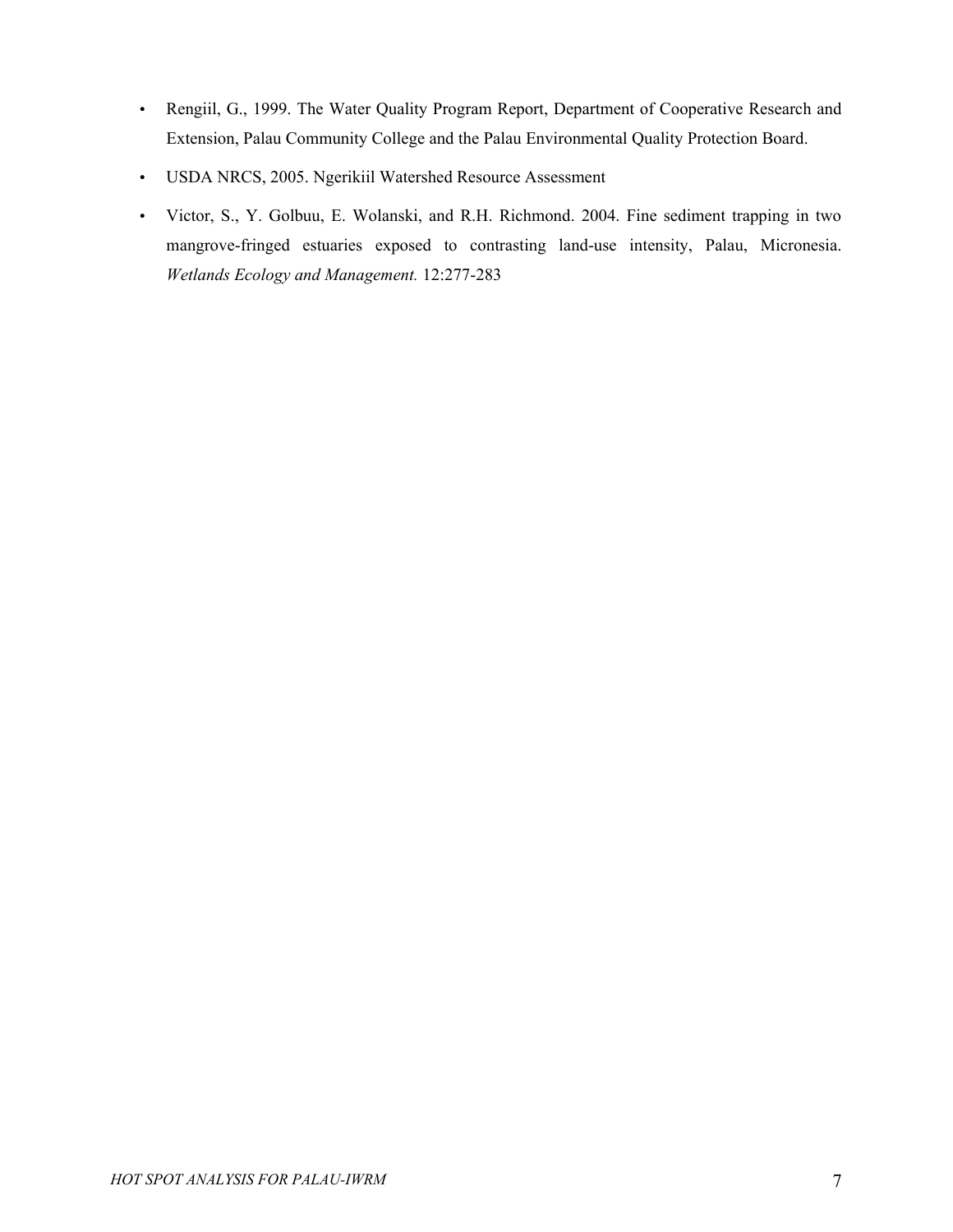- Rengiil, G., 1999. The Water Quality Program Report, Department of Cooperative Research and Extension, Palau Community College and the Palau Environmental Quality Protection Board.
- USDA NRCS, 2005. Ngerikiil Watershed Resource Assessment
- Victor, S., Y. Golbuu, E. Wolanski, and R.H. Richmond. 2004. Fine sediment trapping in two mangrove-fringed estuaries exposed to contrasting land-use intensity, Palau, Micronesia. *Wetlands Ecology and Management.* 12:277-283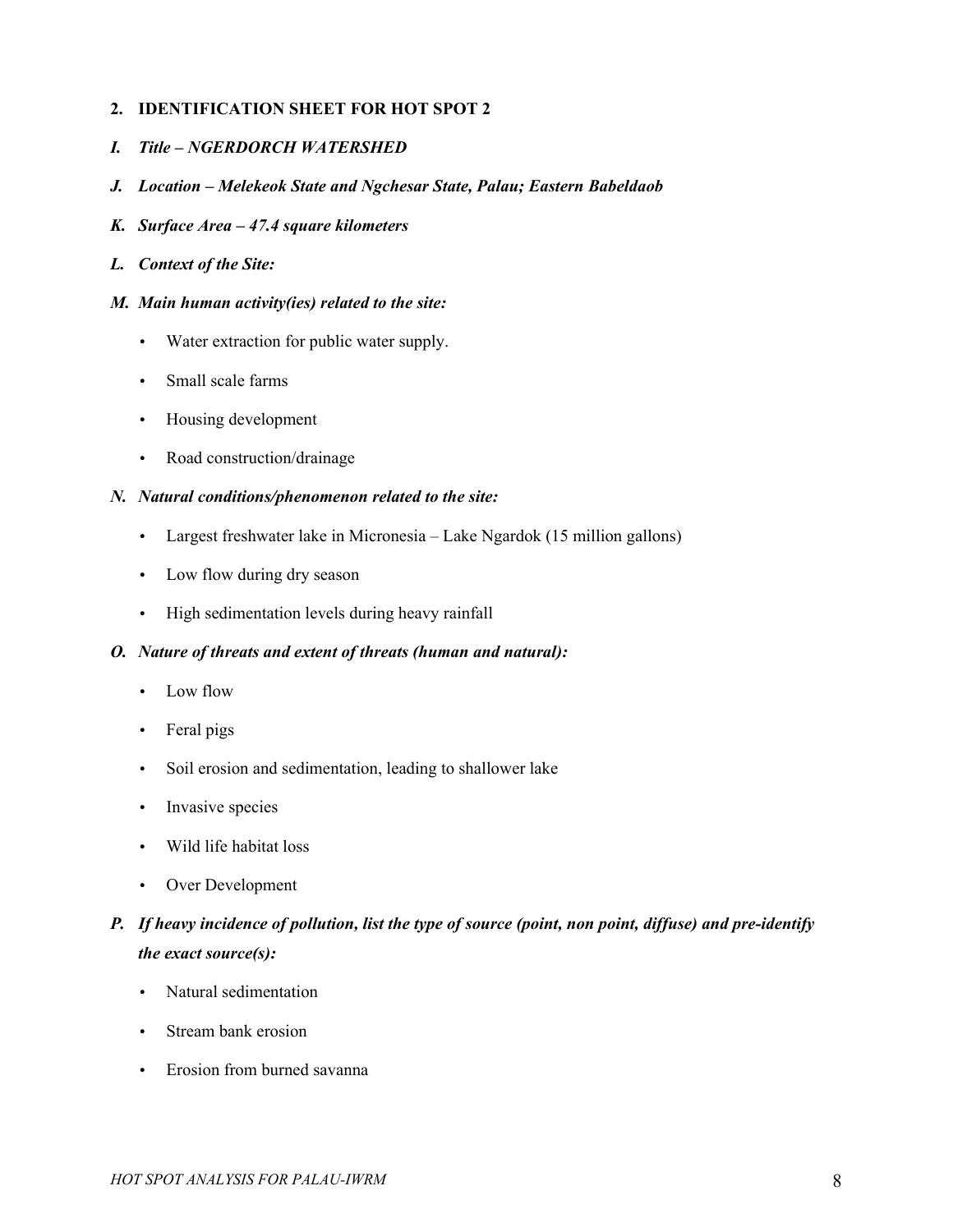## 2. IDENTIFICATION SHEET FOR HOT SPOT 2

***I. Title – NGERDORCH WATERSHED***

***J. Location – Melekeok State and Ngchesar State, Palau; Eastern Babeldaob***

***K. Surface Area – 47.4 square kilometers***

***L. Context of the Site:***

***M. Main human activity(ies) related to the site:***

- Water extraction for public water supply.
- Small scale farms
- Housing development
- Road construction/drainage

***N. Natural conditions/phenomenon related to the site:***

- Largest freshwater lake in Micronesia – Lake Ngardok (15 million gallons)
- Low flow during dry season
- High sedimentation levels during heavy rainfall

***O. Nature of threats and extent of threats (human and natural):***

- Low flow
- Feral pigs
- Soil erosion and sedimentation, leading to shallower lake
- Invasive species
- Wild life habitat loss
- Over Development

***P. If heavy incidence of pollution, list the type of source (point, non point, diffuse) and pre-identify the exact source(s):***

- Natural sedimentation
- Stream bank erosion
- Erosion from burned savanna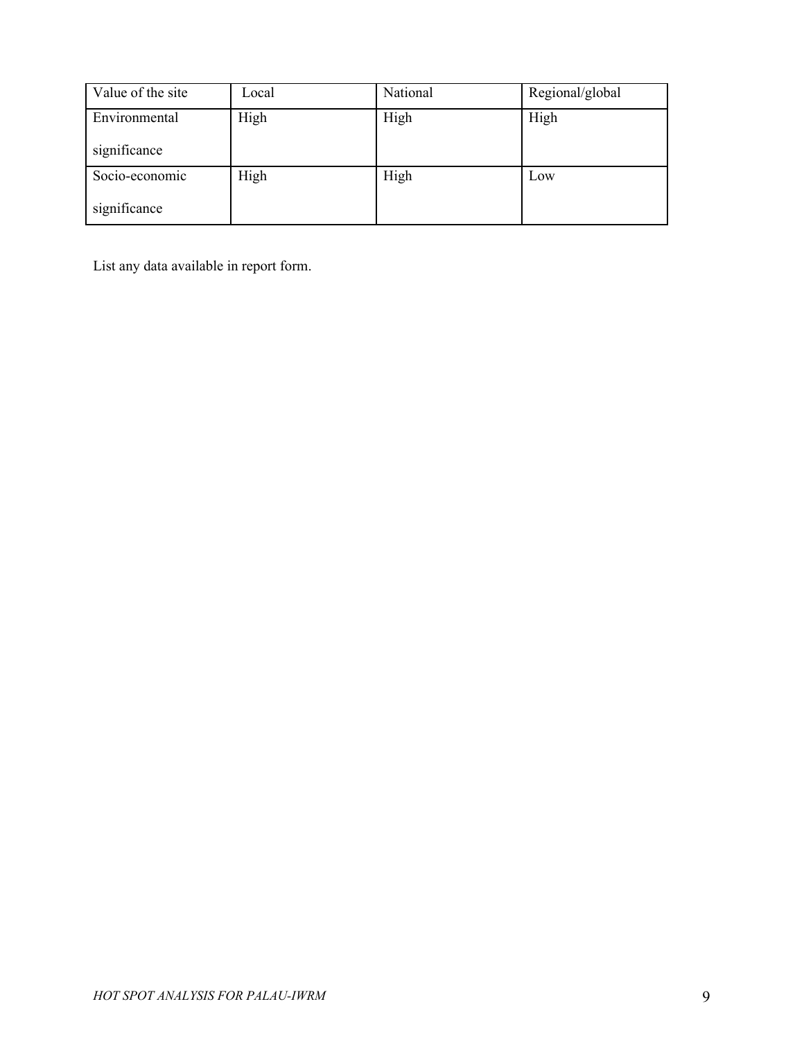| Value of the site | Local | National | Regional/global |
|---|---|---|---|
| Environmental significance | High | High | High |
| Socio-economic significance | High | High | Low |

List any data available in report form.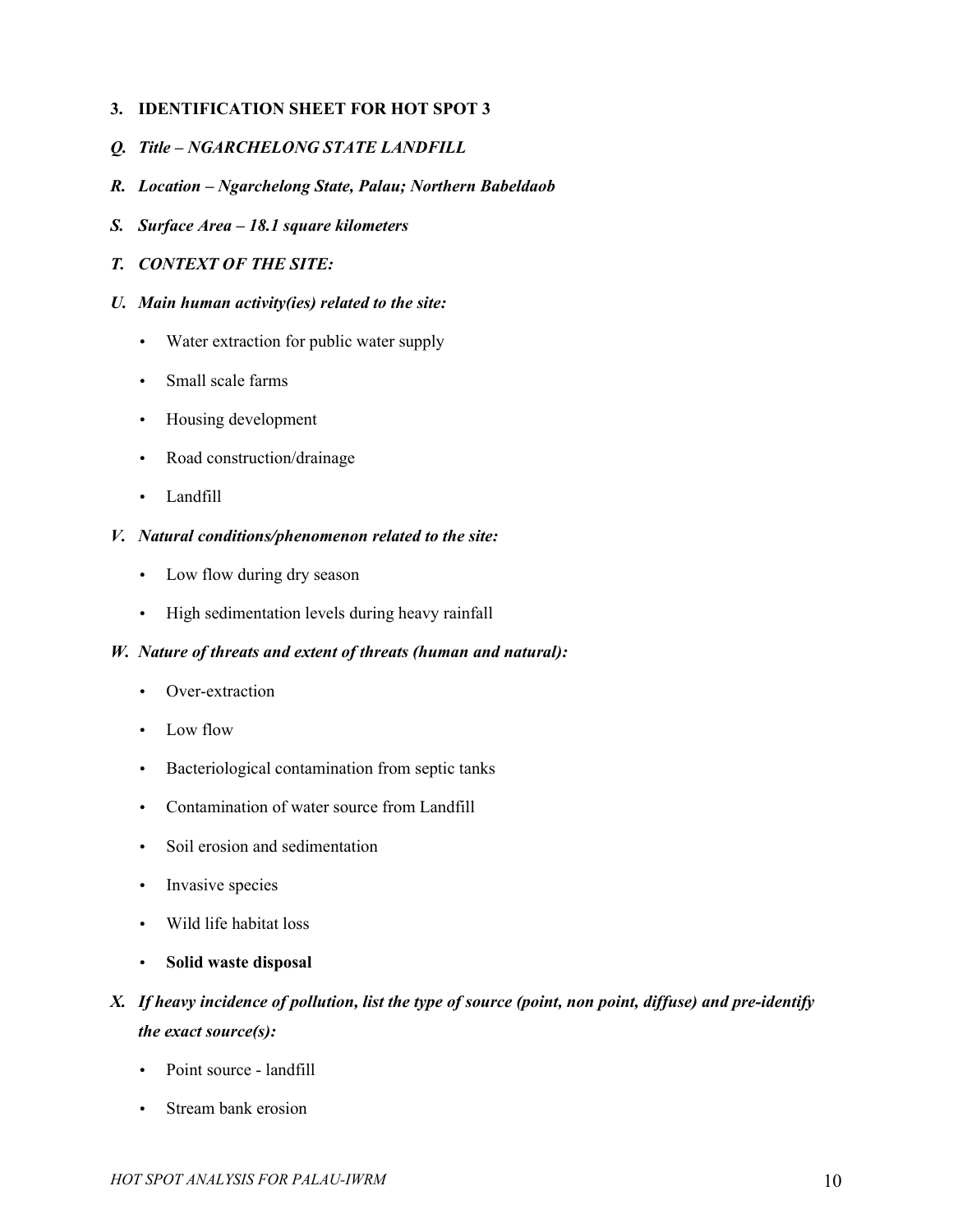## 3. IDENTIFICATION SHEET FOR HOT SPOT 3

***Q. Title – NGARCHELONG STATE LANDFILL***

***R. Location – Ngarchelong State, Palau; Northern Babeldaob***

***S. Surface Area – 18.1 square kilometers***

***T. CONTEXT OF THE SITE:***

***U. Main human activity(ies) related to the site:***

- Water extraction for public water supply
- Small scale farms
- Housing development
- Road construction/drainage
- Landfill

***V. Natural conditions/phenomenon related to the site:***

- Low flow during dry season
- High sedimentation levels during heavy rainfall

***W. Nature of threats and extent of threats (human and natural):***

- Over-extraction
- Low flow
- Bacteriological contamination from septic tanks
- Contamination of water source from Landfill
- Soil erosion and sedimentation
- Invasive species
- Wild life habitat loss
- **Solid waste disposal**

***X. If heavy incidence of pollution, list the type of source (point, non point, diffuse) and pre-identify the exact source(s):***

- Point source - landfill
- Stream bank erosion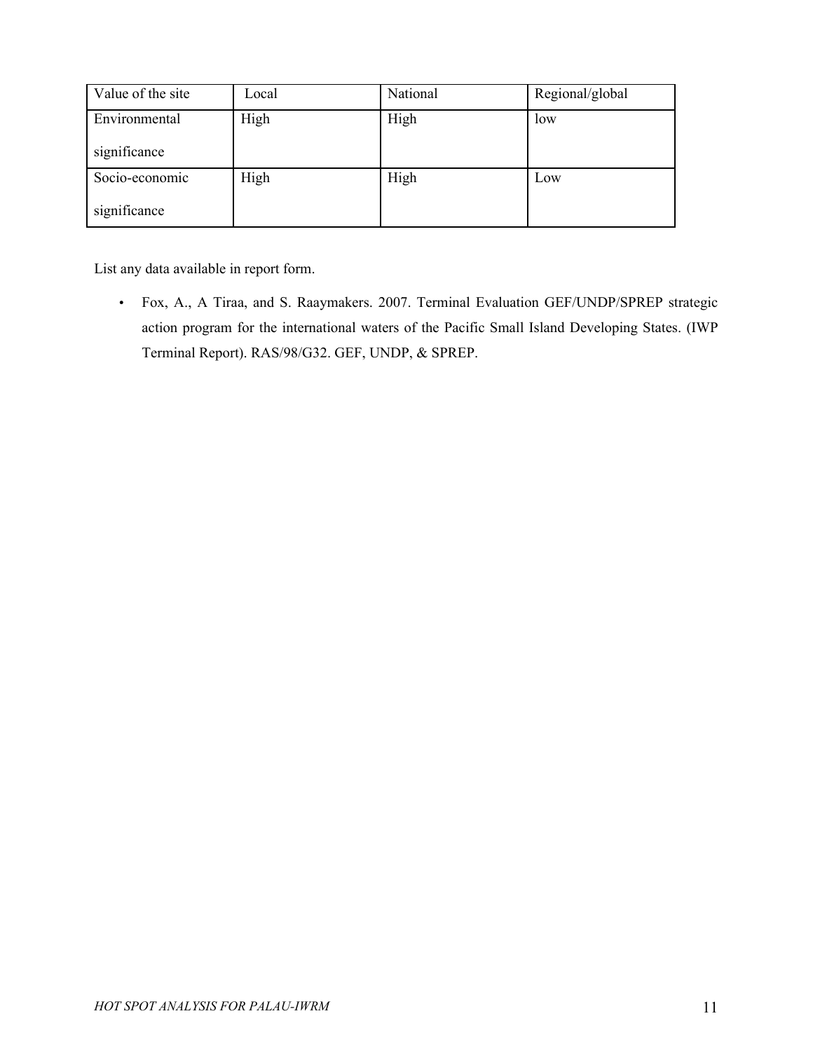| Value of the site | Local | National | Regional/global |
| --- | --- | --- | --- |
| Environmental significance | High | High | low |
| Socio-economic significance | High | High | Low |

List any data available in report form.

- Fox, A., A Tiraa, and S. Raaymakers. 2007. Terminal Evaluation GEF/UNDP/SPREP strategic action program for the international waters of the Pacific Small Island Developing States. (IWP Terminal Report). RAS/98/G32. GEF, UNDP, & SPREP.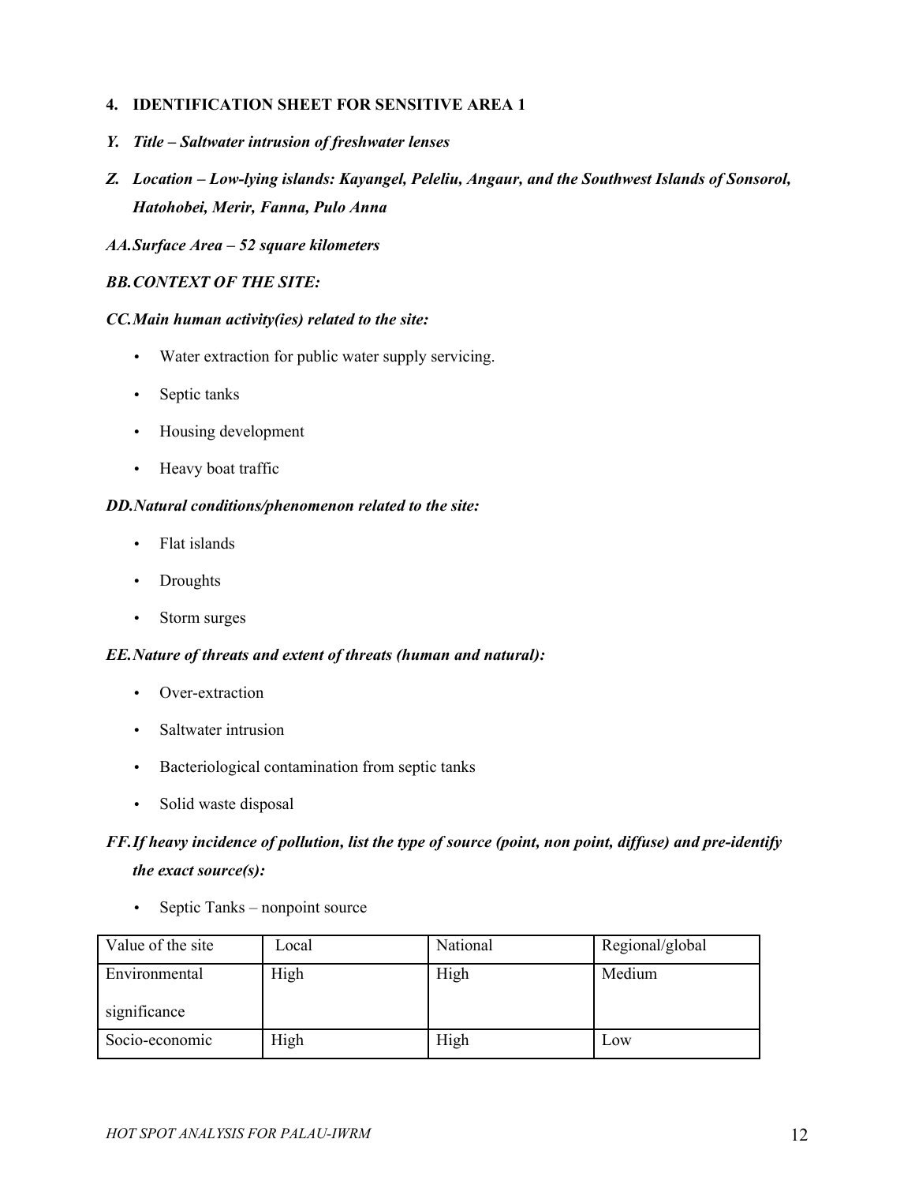## 4. IDENTIFICATION SHEET FOR SENSITIVE AREA 1

***Y. Title – Saltwater intrusion of freshwater lenses***

***Z. Location – Low-lying islands: Kayangel, Peleliu, Angaur, and the Southwest Islands of Sonsorol, Hatohobei, Merir, Fanna, Pulo Anna***

***AA. Surface Area – 52 square kilometers***

***BB. CONTEXT OF THE SITE:***

***CC. Main human activity(ies) related to the site:***

- Water extraction for public water supply servicing.
- Septic tanks
- Housing development
- Heavy boat traffic

***DD. Natural conditions/phenomenon related to the site:***

- Flat islands
- Droughts
- Storm surges

***EE. Nature of threats and extent of threats (human and natural):***

- Over-extraction
- Saltwater intrusion
- Bacteriological contamination from septic tanks
- Solid waste disposal

***FF. If heavy incidence of pollution, list the type of source (point, non point, diffuse) and pre-identify the exact source(s):***

- Septic Tanks – nonpoint source

| Value of the site | Local | National | Regional/global |
|---|---|---|---|
| Environmental significance | High | High | Medium |
| Socio-economic | High | High | Low |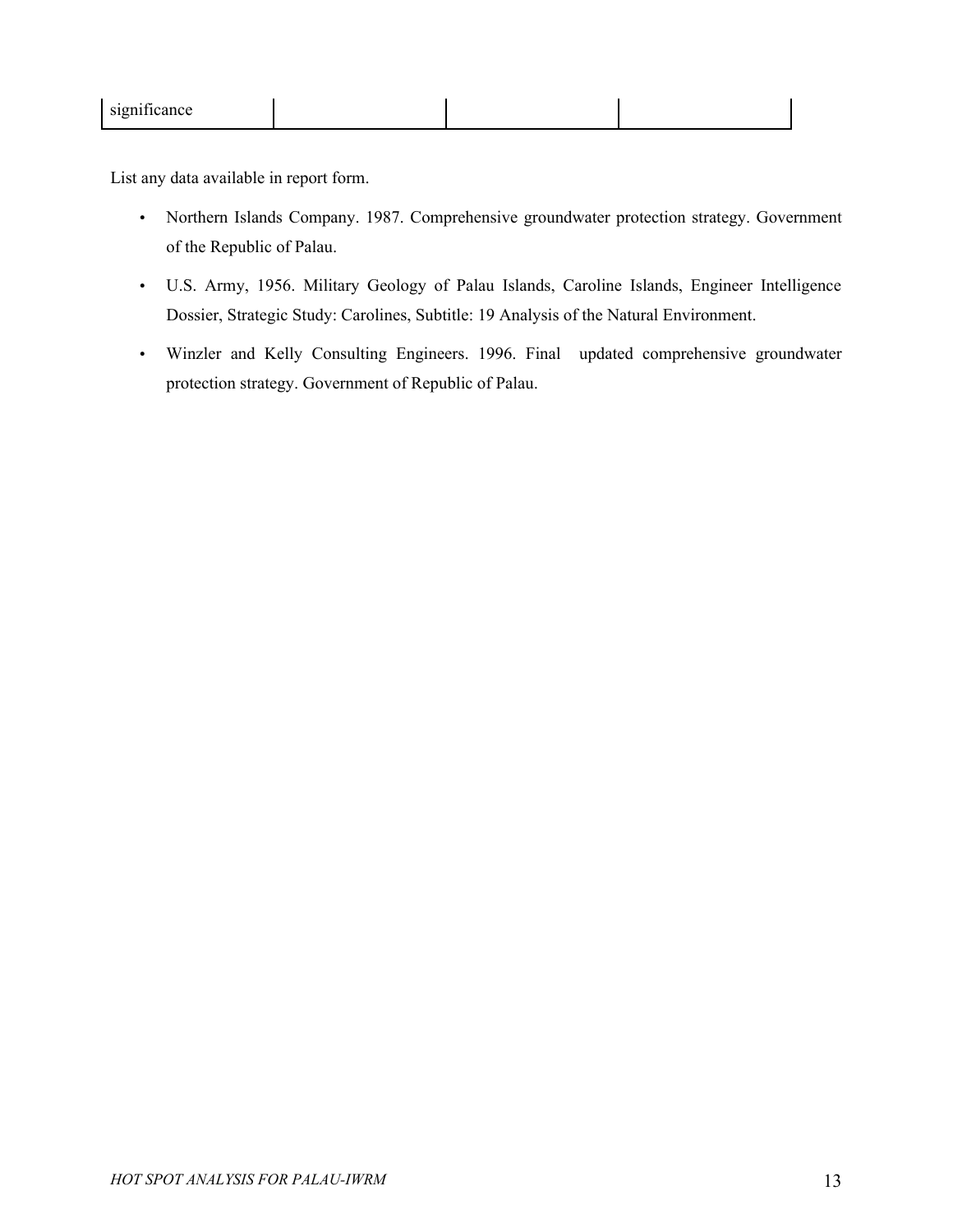| significance | | | |
|---|---|---|---|

List any data available in report form.

- Northern Islands Company. 1987. Comprehensive groundwater protection strategy. Government of the Republic of Palau.
- U.S. Army, 1956. Military Geology of Palau Islands, Caroline Islands, Engineer Intelligence Dossier, Strategic Study: Carolines, Subtitle: 19 Analysis of the Natural Environment.
- Winzler and Kelly Consulting Engineers. 1996. Final updated comprehensive groundwater protection strategy. Government of Republic of Palau.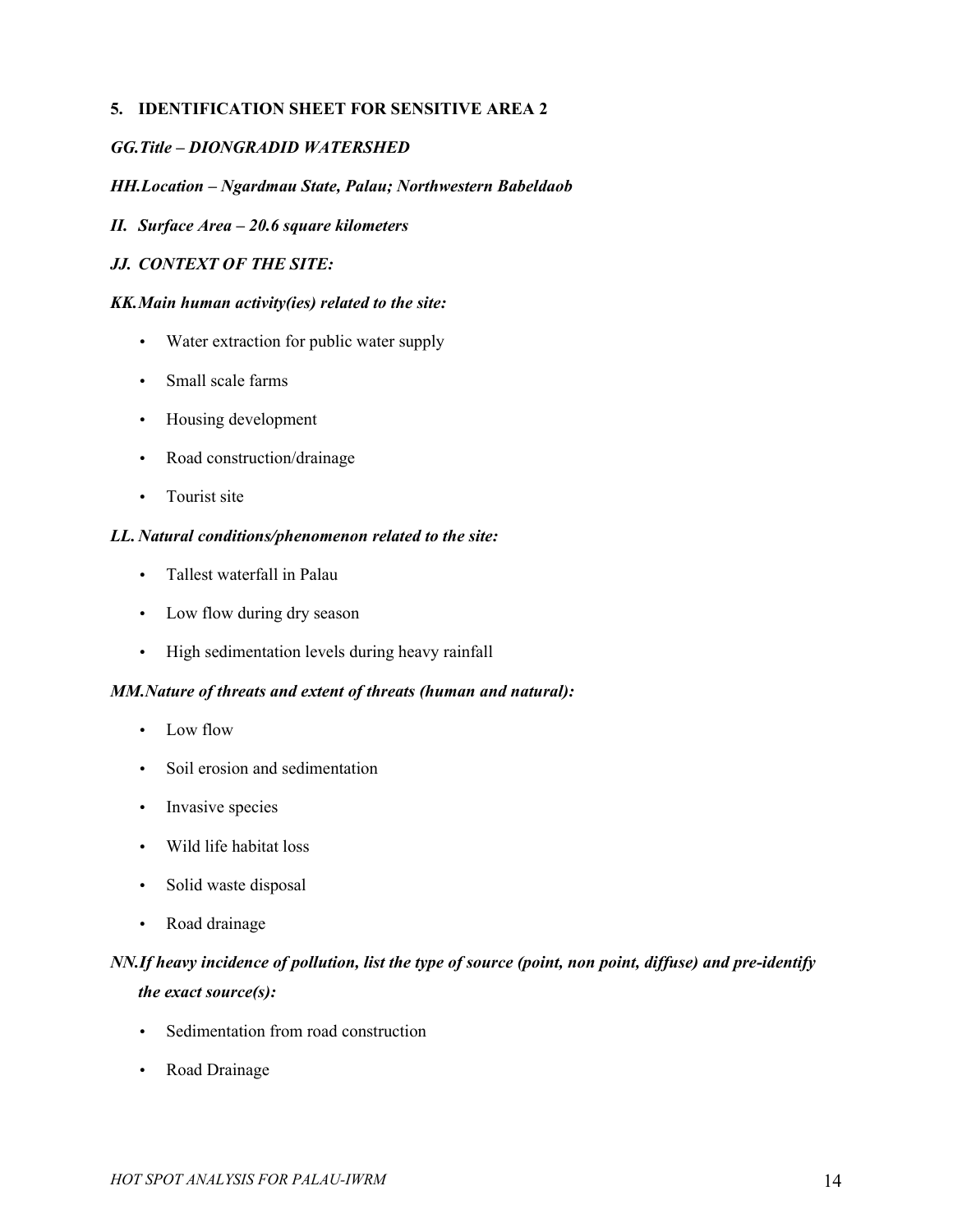## 5. IDENTIFICATION SHEET FOR SENSITIVE AREA 2

***GG.Title – DIONGRADID WATERSHED***

***HH.Location – Ngardmau State, Palau; Northwestern Babeldaob***

***II. Surface Area – 20.6 square kilometers***

***JJ. CONTEXT OF THE SITE:***

***KK.Main human activity(ies) related to the site:***

- Water extraction for public water supply
- Small scale farms
- Housing development
- Road construction/drainage
- Tourist site

***LL. Natural conditions/phenomenon related to the site:***

- Tallest waterfall in Palau
- Low flow during dry season
- High sedimentation levels during heavy rainfall

***MM.Nature of threats and extent of threats (human and natural):***

- Low flow
- Soil erosion and sedimentation
- Invasive species
- Wild life habitat loss
- Solid waste disposal
- Road drainage

***NN.If heavy incidence of pollution, list the type of source (point, non point, diffuse) and pre-identify the exact source(s):***

- Sedimentation from road construction
- Road Drainage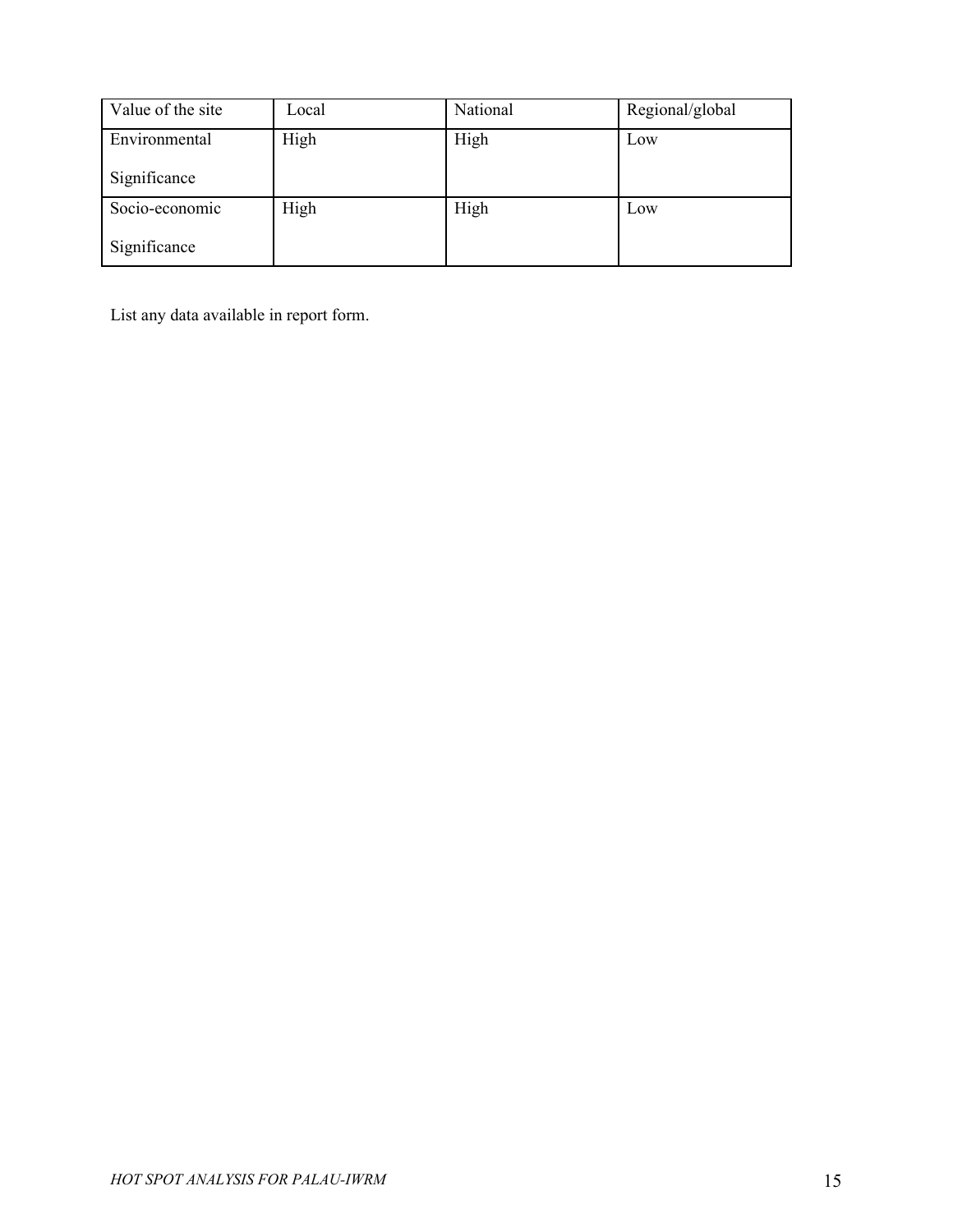| Value of the site | Local | National | Regional/global |
|---|---|---|---|
| Environmental Significance | High | High | Low |
| Socio-economic Significance | High | High | Low |

List any data available in report form.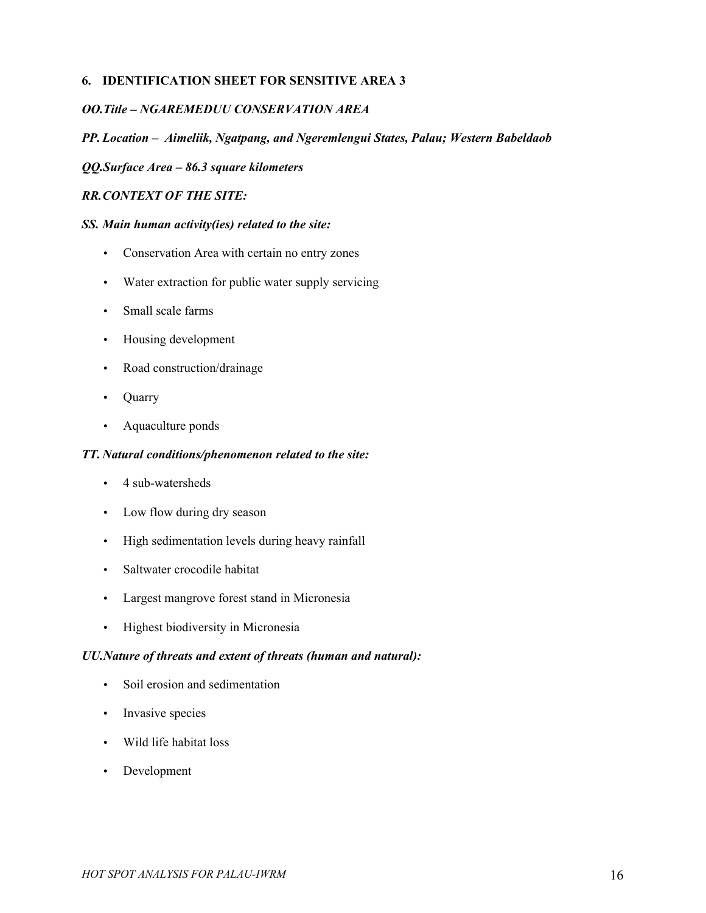## 6. IDENTIFICATION SHEET FOR SENSITIVE AREA 3

***OO.Title – NGAREMEDUU CONSERVATION AREA***

***PP. Location – Aimeliik, Ngatpang, and Ngeremlengui States, Palau; Western Babeldaob***

***QQ.Surface Area – 86.3 square kilometers***

***RR.CONTEXT OF THE SITE:***

***SS. Main human activity(ies) related to the site:***

- Conservation Area with certain no entry zones
- Water extraction for public water supply servicing
- Small scale farms
- Housing development
- Road construction/drainage
- Quarry
- Aquaculture ponds

***TT. Natural conditions/phenomenon related to the site:***

- 4 sub-watersheds
- Low flow during dry season
- High sedimentation levels during heavy rainfall
- Saltwater crocodile habitat
- Largest mangrove forest stand in Micronesia
- Highest biodiversity in Micronesia

***UU.Nature of threats and extent of threats (human and natural):***

- Soil erosion and sedimentation
- Invasive species
- Wild life habitat loss
- Development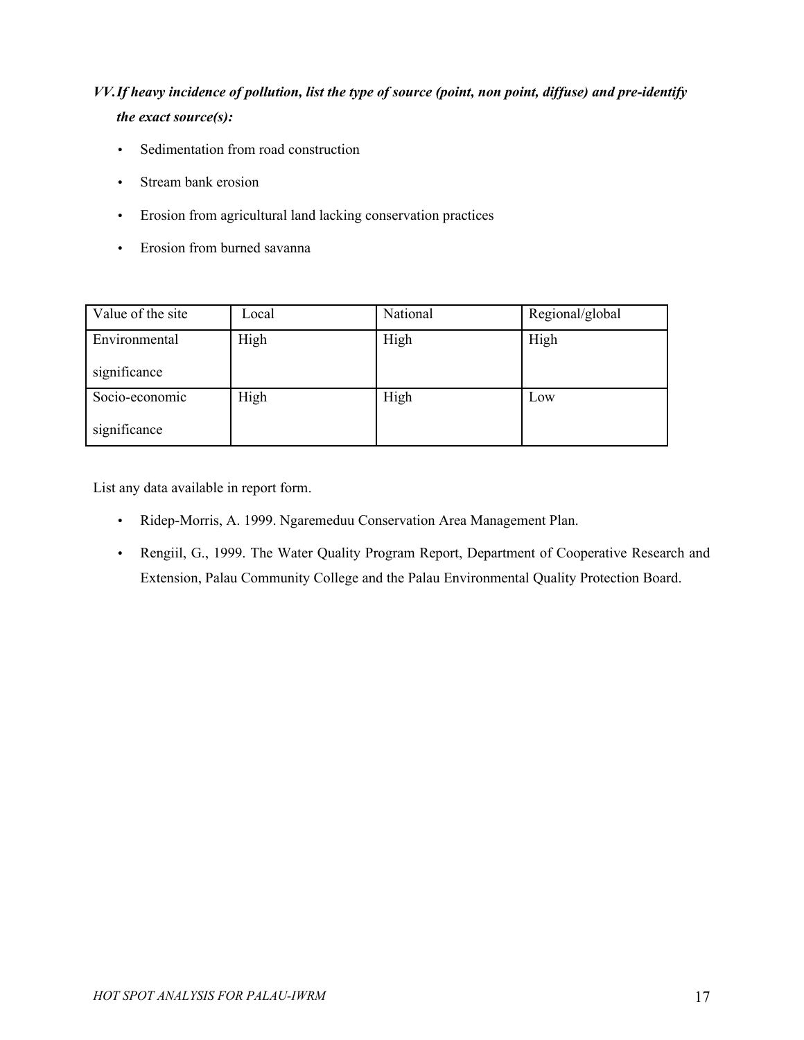***VV. If heavy incidence of pollution, list the type of source (point, non point, diffuse) and pre-identify the exact source(s):***

- Sedimentation from road construction
- Stream bank erosion
- Erosion from agricultural land lacking conservation practices
- Erosion from burned savanna

| Value of the site | Local | National | Regional/global |
| --- | --- | --- | --- |
| Environmental significance | High | High | High |
| Socio-economic significance | High | High | Low |

List any data available in report form.

- Ridep-Morris, A. 1999. Ngaremeduu Conservation Area Management Plan.
- Rengiil, G., 1999. The Water Quality Program Report, Department of Cooperative Research and Extension, Palau Community College and the Palau Environmental Quality Protection Board.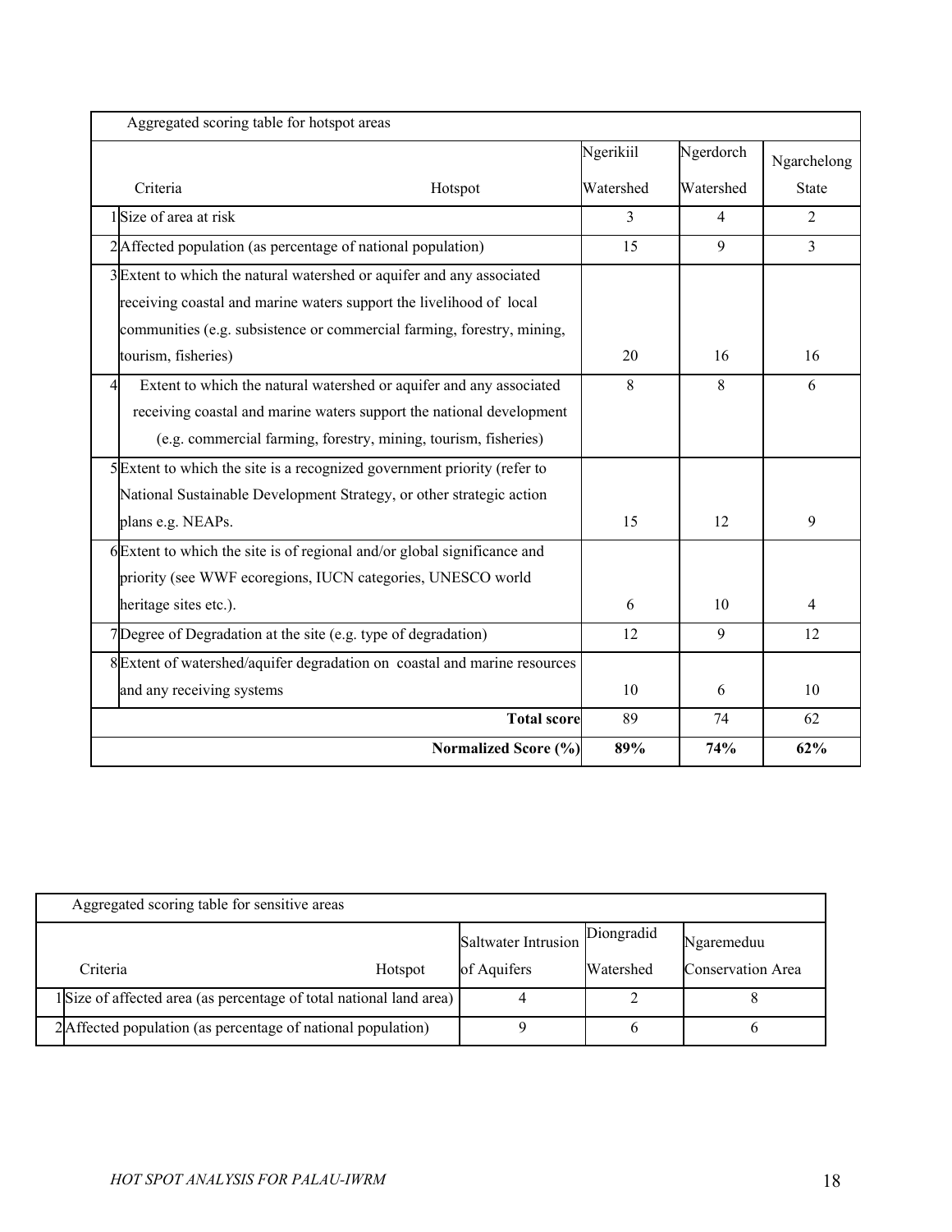| Aggregated scoring table for hotspot areas | | | | |
|---|---|---|---|---|
| | Criteria Hotspot | Ngerikiil Watershed | Ngerdorch Watershed | Ngarchelong State |
| 1 | Size of area at risk | 3 | 4 | 2 |
| 2 | Affected population (as percentage of national population) | 15 | 9 | 3 |
| 3 | Extent to which the natural watershed or aquifer and any associated receiving coastal and marine waters support the livelihood of local communities (e.g. subsistence or commercial farming, forestry, mining, tourism, fisheries) | 20 | 16 | 16 |
| 4 | Extent to which the natural watershed or aquifer and any associated receiving coastal and marine waters support the national development (e.g. commercial farming, forestry, mining, tourism, fisheries) | 8 | 8 | 6 |
| 5 | Extent to which the site is a recognized government priority (refer to National Sustainable Development Strategy, or other strategic action plans e.g. NEAPs. | 15 | 12 | 9 |
| 6 | Extent to which the site is of regional and/or global significance and priority (see WWF ecoregions, IUCN categories, UNESCO world heritage sites etc.). | 6 | 10 | 4 |
| 7 | Degree of Degradation at the site (e.g. type of degradation) | 12 | 9 | 12 |
| 8 | Extent of watershed/aquifer degradation on coastal and marine resources and any receiving systems | 10 | 6 | 10 |
| | **Total score** | 89 | 74 | 62 |
| | **Normalized Score (%)** | **89%** | **74%** | **62%** |

| Aggregated scoring table for sensitive areas | | | | |
|---|---|---|---|---|
| | Criteria Hotspot | Saltwater Intrusion of Aquifers | Diongradid Watershed | Ngaremeduu Conservation Area |
| 1 | Size of affected area (as percentage of total national land area) | 4 | 2 | 8 |
| 2 | Affected population (as percentage of national population) | 9 | 6 | 6 |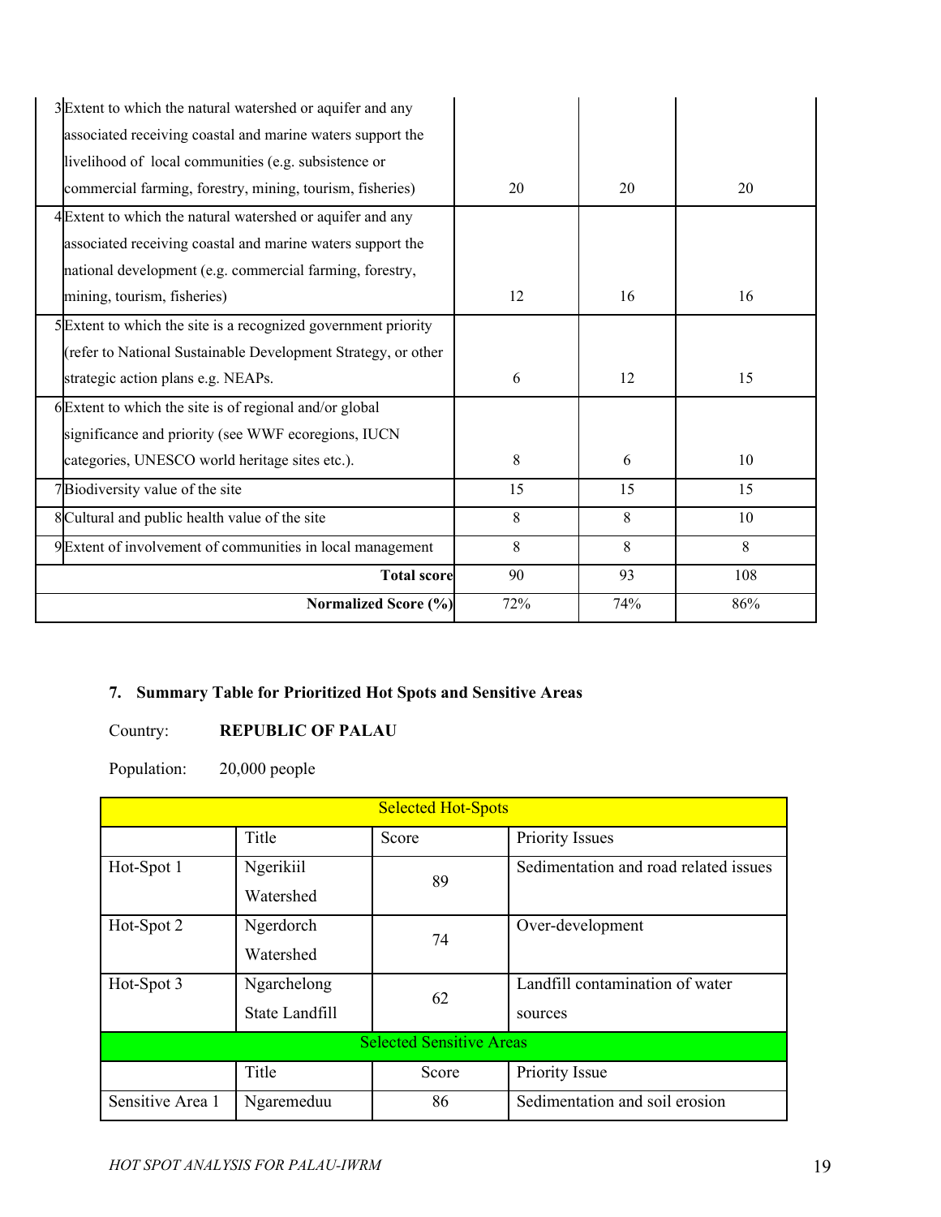| | | | | |
|---|---|---|---|---|
| 3 | Extent to which the natural watershed or aquifer and any associated receiving coastal and marine waters support the livelihood of local communities (e.g. subsistence or commercial farming, forestry, mining, tourism, fisheries) | 20 | 20 | 20 |
| 4 | Extent to which the natural watershed or aquifer and any associated receiving coastal and marine waters support the national development (e.g. commercial farming, forestry, mining, tourism, fisheries) | 12 | 16 | 16 |
| 5 | Extent to which the site is a recognized government priority (refer to National Sustainable Development Strategy, or other strategic action plans e.g. NEAPs. | 6 | 12 | 15 |
| 6 | Extent to which the site is of regional and/or global significance and priority (see WWF ecoregions, IUCN categories, UNESCO world heritage sites etc.). | 8 | 6 | 10 |
| 7 | Biodiversity value of the site | 15 | 15 | 15 |
| 8 | Cultural and public health value of the site | 8 | 8 | 10 |
| 9 | Extent of involvement of communities in local management | 8 | 8 | 8 |
| | **Total score** | 90 | 93 | 108 |
| | **Normalized Score (%)** | 72% | 74% | 86% |

**7. Summary Table for Prioritized Hot Spots and Sensitive Areas**

Country: **REPUBLIC OF PALAU**

Population: 20,000 people

| Selected Hot-Spots | | | |
|---|---|---|---|
| | Title | Score | Priority Issues |
| Hot-Spot 1 | Ngerikiil Watershed | 89 | Sedimentation and road related issues |
| Hot-Spot 2 | Ngerdorch Watershed | 74 | Over-development |
| Hot-Spot 3 | Ngarchelong State Landfill | 62 | Landfill contamination of water sources |
| **Selected Sensitive Areas** | | | |
| | Title | Score | Priority Issue |
| Sensitive Area 1 | Ngaremeduu | 86 | Sedimentation and soil erosion |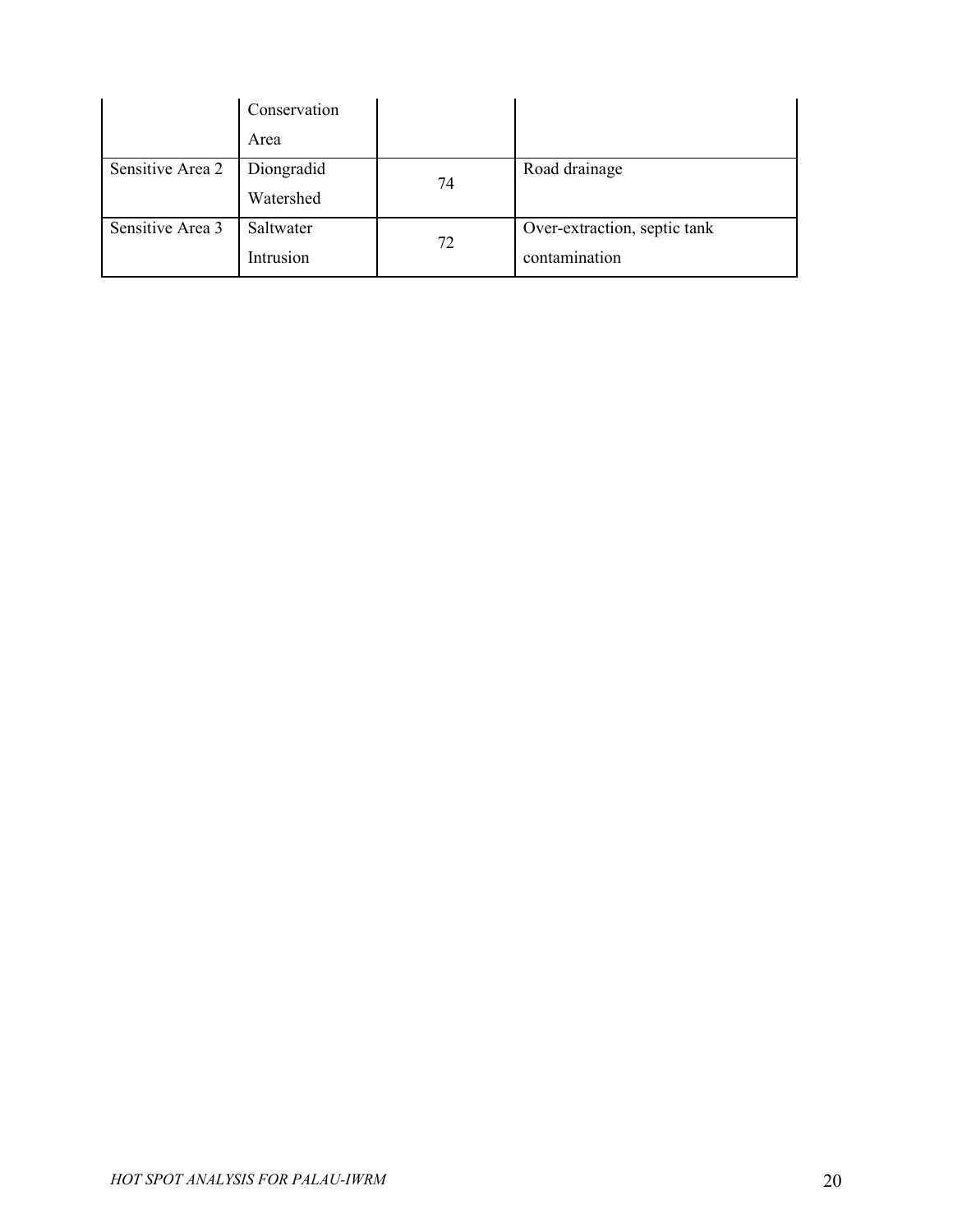| | | | |
|---|---|---|---|
| | Conservation Area | | |
| Sensitive Area 2 | Diongradid Watershed | 74 | Road drainage |
| Sensitive Area 3 | Saltwater Intrusion | 72 | Over-extraction, septic tank contamination |